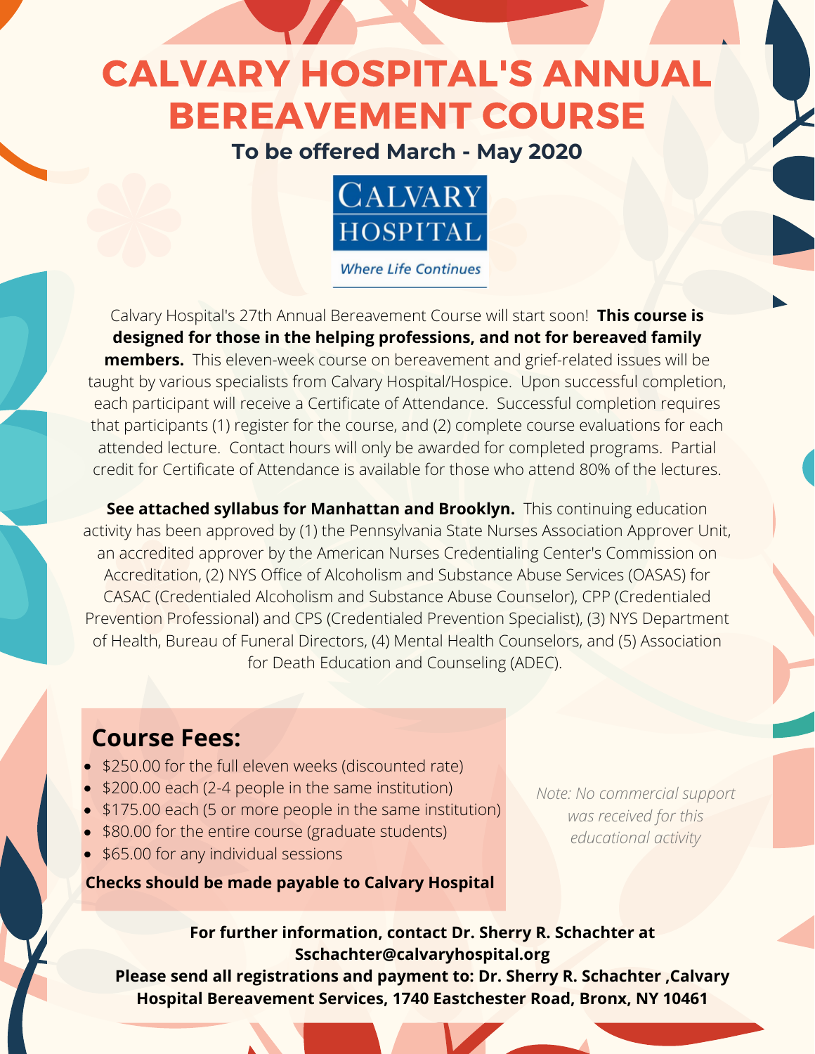# CALVARY HOSPITAL'S ANNUAL BEREAVEMENT COURSE

**To be offered March - May 2020**

CALVARY HOSPITAL

*Where Life Continues*

Calvary Hospital's 27th Annual Bereavement Course will start soon! **This course is designed for those in the helping professions, and not for bereaved family members.** This eleven-week course on bereavement and grief-related issues will be taught by various specialists from Calvary Hospital/Hospice. Upon successful completion, each participant will receive a Certificate of Attendance. Successful completion requires that participants (1) register for the course, and (2) complete course evaluations for each attended lecture. Contact hours will only be awarded for completed programs. Partial credit for Certificate of Attendance is available for those who attend 80% of the lectures.

**See attached syllabus for Manhattan and Brooklyn.** This continuing education activity has been approved by (1) the Pennsylvania State Nurses Association Approver Unit, an accredited approver by the American Nurses Credentialing Center's Commission on Accreditation, (2) NYS Office of Alcoholism and Substance Abuse Services (OASAS) for CASAC (Credentialed Alcoholism and Substance Abuse Counselor), CPP (Credentialed Prevention Professional) and CPS (Credentialed Prevention Specialist), (3) NYS Department of Health, Bureau of Funeral Directors, (4) Mental Health Counselors, and (5) Association for Death Education and Counseling (ADEC).

## Course Fees:

- $250.00 for the full eleven weeks (discounted rate)
- $200.00 each (2-4 people in the same institution)
- $175.00 each (5 or more people in the same institution)
- $80.00 for the entire course (graduate students)
- $65.00 for any individual sessions

**Checks should be made payable to Calvary Hospital**

*Note: No commercial support was received for this educational activity*

**For further information, contact Dr. Sherry R. Schachter at Sschachter@calvaryhospital.org**

**Please send all registrations and payment to: Dr. Sherry R. Schachter ,Calvary Hospital Bereavement Services, 1740 Eastchester Road, Bronx, NY 10461**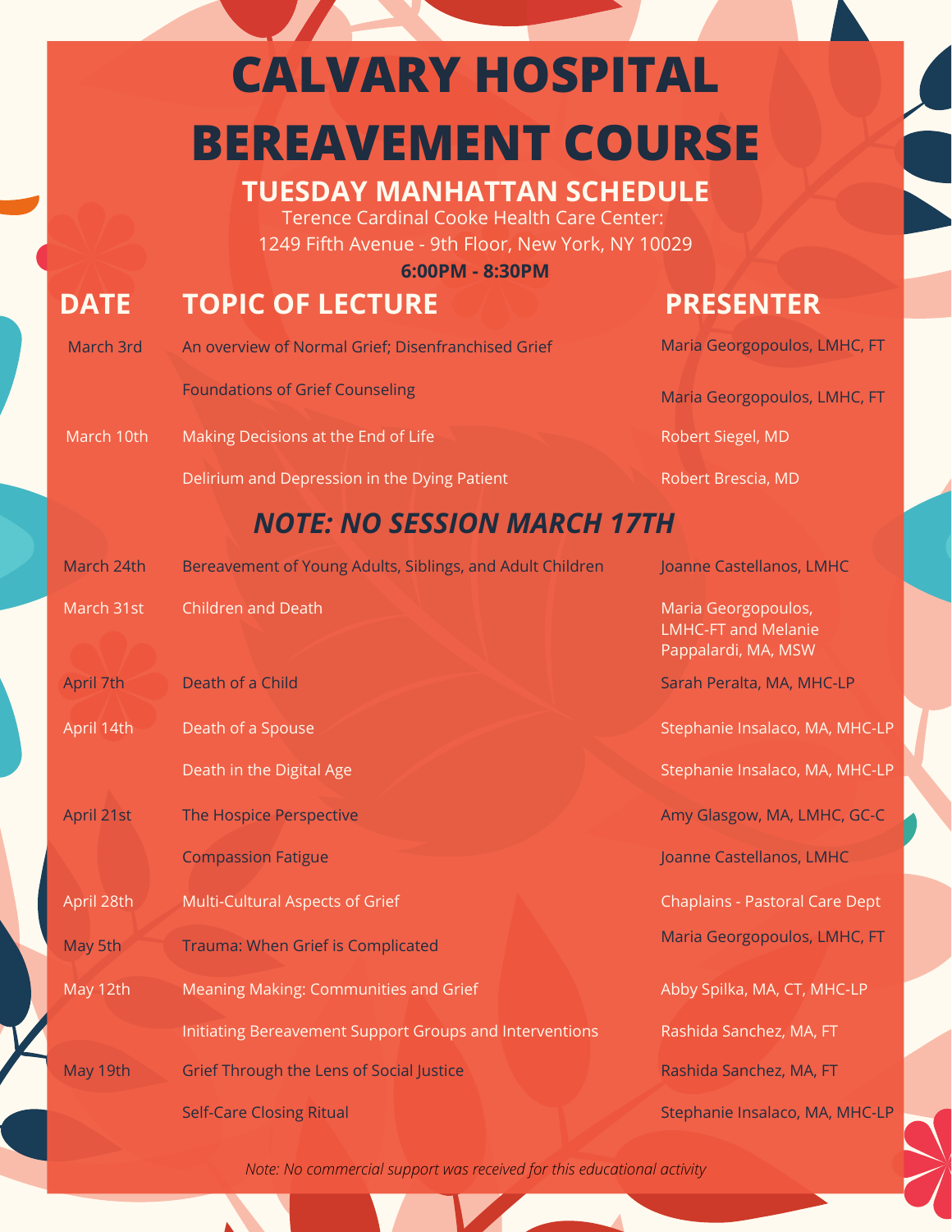# CALVARY HOSPITAL BEREAVEMENT COURSE

## TUESDAY MANHATTAN SCHEDULE

Terence Cardinal Cooke Health Care Center:
1249 Fifth Avenue - 9th Floor, New York, NY 10029

**6:00PM - 8:30PM**

| DATE | TOPIC OF LECTURE | PRESENTER |
| --- | --- | --- |
| March 3rd | An overview of Normal Grief; Disenfranchised Grief | Maria Georgopoulos, LMHC, FT |
| | Foundations of Grief Counseling | Maria Georgopoulos, LMHC, FT |
| March 10th | Making Decisions at the End of Life | Robert Siegel, MD |
| | Delirium and Depression in the Dying Patient | Robert Brescia, MD |
| ***NOTE: NO SESSION MARCH 17TH*** | | |
| March 24th | Bereavement of Young Adults, Siblings, and Adult Children | Joanne Castellanos, LMHC |
| March 31st | Children and Death | Maria Georgopoulos, LMHC-FT and Melanie Pappalardi, MA, MSW |
| April 7th | Death of a Child | Sarah Peralta, MA, MHC-LP |
| April 14th | Death of a Spouse | Stephanie Insalaco, MA, MHC-LP |
| | Death in the Digital Age | Stephanie Insalaco, MA, MHC-LP |
| April 21st | The Hospice Perspective | Amy Glasgow, MA, LMHC, GC-C |
| | Compassion Fatigue | Joanne Castellanos, LMHC |
| April 28th | Multi-Cultural Aspects of Grief | Chaplains - Pastoral Care Dept |
| May 5th | Trauma: When Grief is Complicated | Maria Georgopoulos, LMHC, FT |
| May 12th | Meaning Making: Communities and Grief | Abby Spilka, MA, CT, MHC-LP |
| | Initiating Bereavement Support Groups and Interventions | Rashida Sanchez, MA, FT |
| May 19th | Grief Through the Lens of Social Justice | Rashida Sanchez, MA, FT |
| | Self-Care Closing Ritual | Stephanie Insalaco, MA, MHC-LP |

*Note: No commercial support was received for this educational activity*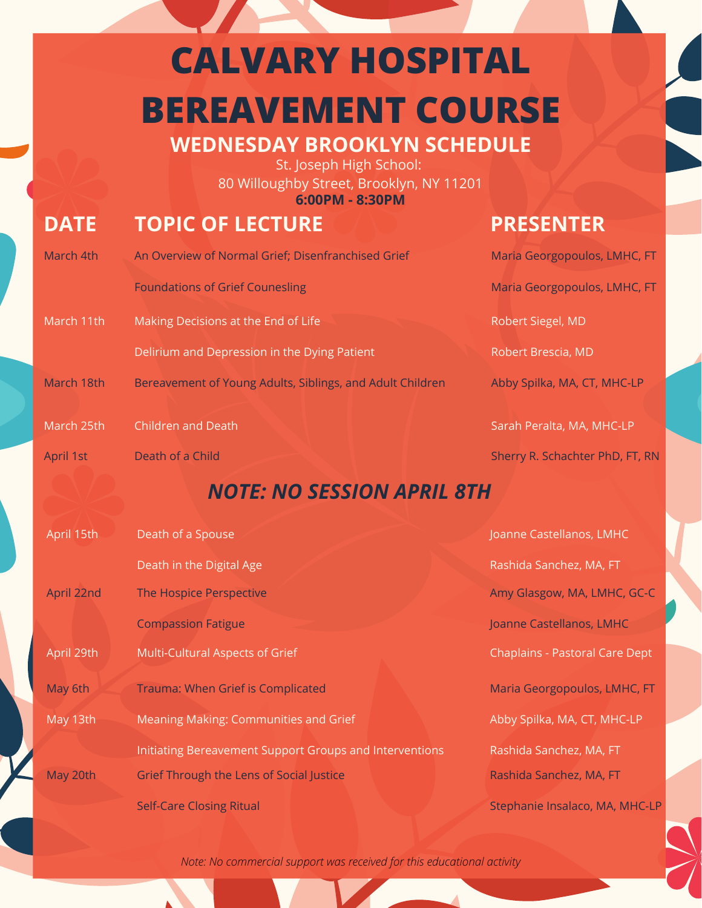# CALVARY HOSPITAL BEREAVEMENT COURSE

## WEDNESDAY BROOKLYN SCHEDULE

St. Joseph High School:
80 Willoughby Street, Brooklyn, NY 11201
**6:00PM - 8:30PM**

| DATE | TOPIC OF LECTURE | PRESENTER |
|---|---|---|
| March 4th | An Overview of Normal Grief; Disenfranchised Grief | Maria Georgopoulos, LMHC, FT |
| | Foundations of Grief Counesling | Maria Georgopoulos, LMHC, FT |
| March 11th | Making Decisions at the End of Life | Robert Siegel, MD |
| | Delirium and Depression in the Dying Patient | Robert Brescia, MD |
| March 18th | Bereavement of Young Adults, Siblings, and Adult Children | Abby Spilka, MA, CT, MHC-LP |
| March 25th | Children and Death | Sarah Peralta, MA, MHC-LP |
| April 1st | Death of a Child | Sherry R. Schachter PhD, FT, RN |
| | ***NOTE: NO SESSION APRIL 8TH*** | |
| April 15th | Death of a Spouse | Joanne Castellanos, LMHC |
| | Death in the Digital Age | Rashida Sanchez, MA, FT |
| April 22nd | The Hospice Perspective | Amy Glasgow, MA, LMHC, GC-C |
| | Compassion Fatigue | Joanne Castellanos, LMHC |
| April 29th | Multi-Cultural Aspects of Grief | Chaplains - Pastoral Care Dept |
| May 6th | Trauma: When Grief is Complicated | Maria Georgopoulos, LMHC, FT |
| May 13th | Meaning Making: Communities and Grief | Abby Spilka, MA, CT, MHC-LP |
| | Initiating Bereavement Support Groups and Interventions | Rashida Sanchez, MA, FT |
| May 20th | Grief Through the Lens of Social Justice | Rashida Sanchez, MA, FT |
| | Self-Care Closing Ritual | Stephanie Insalaco, MA, MHC-LP |

*Note: No commercial support was received for this educational activity*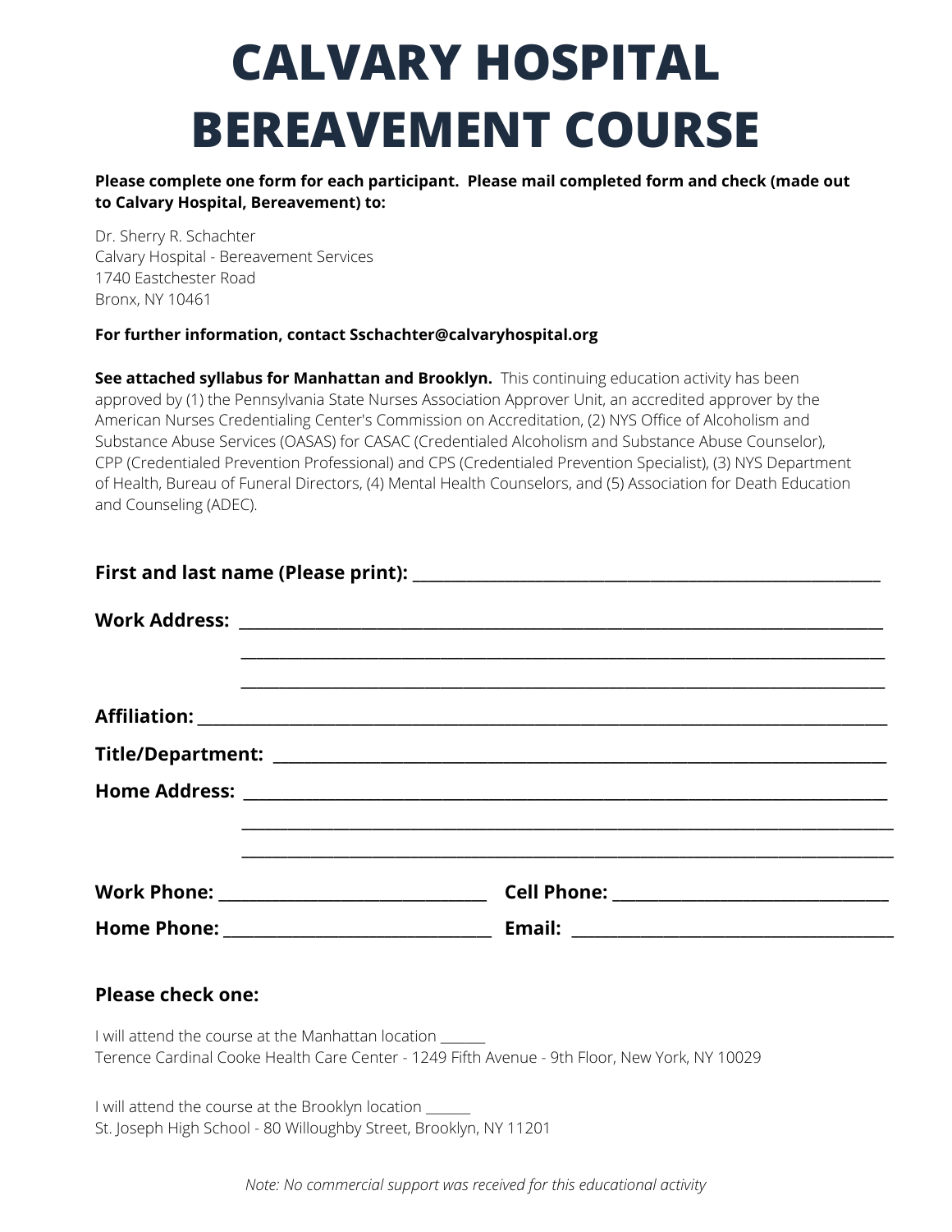# CALVARY HOSPITAL BEREAVEMENT COURSE

**Please complete one form for each participant. Please mail completed form and check (made out to Calvary Hospital, Bereavement) to:**

Dr. Sherry R. Schachter
Calvary Hospital - Bereavement Services
1740 Eastchester Road
Bronx, NY 10461

**For further information, contact Sschachter@calvaryhospital.org**

**See attached syllabus for Manhattan and Brooklyn.** This continuing education activity has been approved by (1) the Pennsylvania State Nurses Association Approver Unit, an accredited approver by the American Nurses Credentialing Center's Commission on Accreditation, (2) NYS Office of Alcoholism and Substance Abuse Services (OASAS) for CASAC (Credentialed Alcoholism and Substance Abuse Counselor), CPP (Credentialed Prevention Professional) and CPS (Credentialed Prevention Specialist), (3) NYS Department of Health, Bureau of Funeral Directors, (4) Mental Health Counselors, and (5) Association for Death Education and Counseling (ADEC).

**First and last name (Please print):** ______________________________________________

**Work Address:** ______________________________________________

______________________________________________

______________________________________________

**Affiliation:** ______________________________________________

**Title/Department:** ______________________________________________

**Home Address:** ______________________________________________

______________________________________________

______________________________________________

**Work Phone:** ____________________ **Cell Phone:** ____________________

**Home Phone:** ____________________ **Email:** ____________________

**Please check one:**

I will attend the course at the Manhattan location ______
Terence Cardinal Cooke Health Care Center - 1249 Fifth Avenue - 9th Floor, New York, NY 10029

I will attend the course at the Brooklyn location ______
St. Joseph High School - 80 Willoughby Street, Brooklyn, NY 11201

*Note: No commercial support was received for this educational activity*